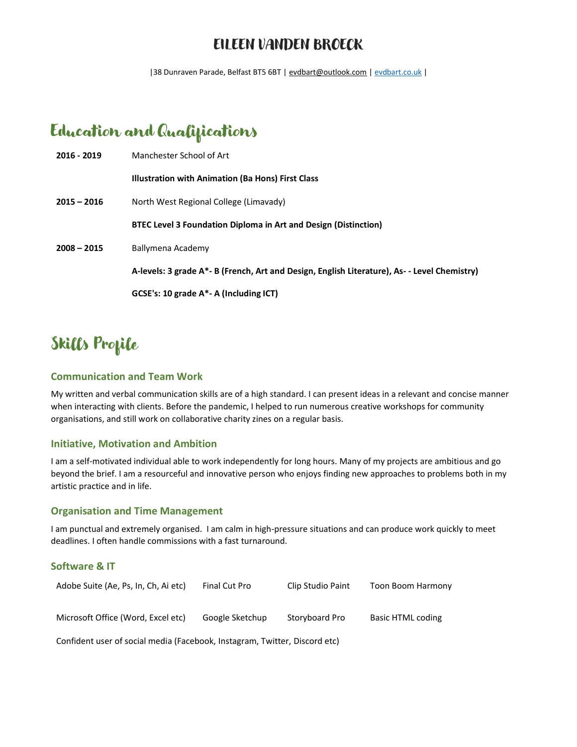# EILEEN VANDEN BROECK

|38 Dunraven Parade, Belfast BT5 6BT | evdbart@outlook.com | evdbart.co.uk |

## Education and Qualifications

**2016 - 2019** Manchester School of Art

**Illustration with Animation (Ba Hons) First Class**

**2015 – 2016** North West Regional College (Limavady)

**BTEC Level 3 Foundation Diploma in Art and Design (Distinction)**

**2008 – 2015** Ballymena Academy

**A-levels: 3 grade A*- B (French, Art and Design, English Literature), As- - Level Chemistry)**

**GCSE's: 10 grade A*- A (Including ICT)**

## Skills Profile

### Communication and Team Work

My written and verbal communication skills are of a high standard. I can present ideas in a relevant and concise manner when interacting with clients. Before the pandemic, I helped to run numerous creative workshops for community organisations, and still work on collaborative charity zines on a regular basis.

### Initiative, Motivation and Ambition

I am a self-motivated individual able to work independently for long hours. Many of my projects are ambitious and go beyond the brief. I am a resourceful and innovative person who enjoys finding new approaches to problems both in my artistic practice and in life.

### Organisation and Time Management

I am punctual and extremely organised. I am calm in high-pressure situations and can produce work quickly to meet deadlines. I often handle commissions with a fast turnaround.

### Software & IT

| | | | |
|---|---|---|---|
| Adobe Suite (Ae, Ps, In, Ch, Ai etc) | Final Cut Pro | Clip Studio Paint | Toon Boom Harmony |
| Microsoft Office (Word, Excel etc) | Google Sketchup | Storyboard Pro | Basic HTML coding |

Confident user of social media (Facebook, Instagram, Twitter, Discord etc)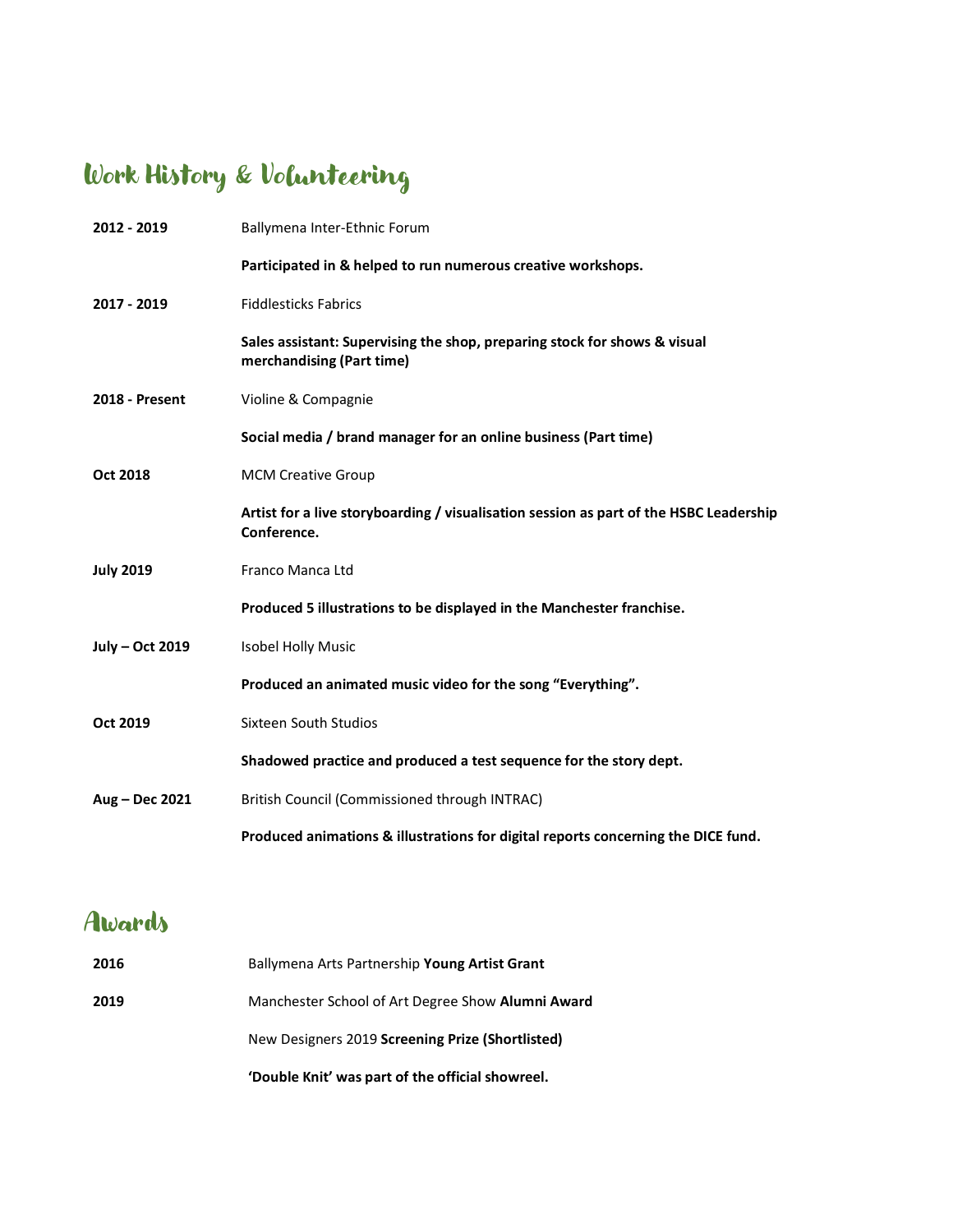## Work History & Volunteering

| | |
|---|---|
| **2012 - 2019** | Ballymena Inter-Ethnic Forum |
| | **Participated in & helped to run numerous creative workshops.** |
| **2017 - 2019** | Fiddlesticks Fabrics |
| | **Sales assistant: Supervising the shop, preparing stock for shows & visual merchandising (Part time)** |
| **2018 - Present** | Violine & Compagnie |
| | **Social media / brand manager for an online business (Part time)** |
| **Oct 2018** | MCM Creative Group |
| | **Artist for a live storyboarding / visualisation session as part of the HSBC Leadership Conference.** |
| **July 2019** | Franco Manca Ltd |
| | **Produced 5 illustrations to be displayed in the Manchester franchise.** |
| **July – Oct 2019** | Isobel Holly Music |
| | **Produced an animated music video for the song "Everything".** |
| **Oct 2019** | Sixteen South Studios |
| | **Shadowed practice and produced a test sequence for the story dept.** |
| **Aug – Dec 2021** | British Council (Commissioned through INTRAC) |
| | **Produced animations & illustrations for digital reports concerning the DICE fund.** |

## Awards

| | |
|---|---|
| **2016** | Ballymena Arts Partnership **Young Artist Grant** |
| **2019** | Manchester School of Art Degree Show **Alumni Award** |
| | New Designers 2019 **Screening Prize (Shortlisted)** |
| | **'Double Knit' was part of the official showreel.** |